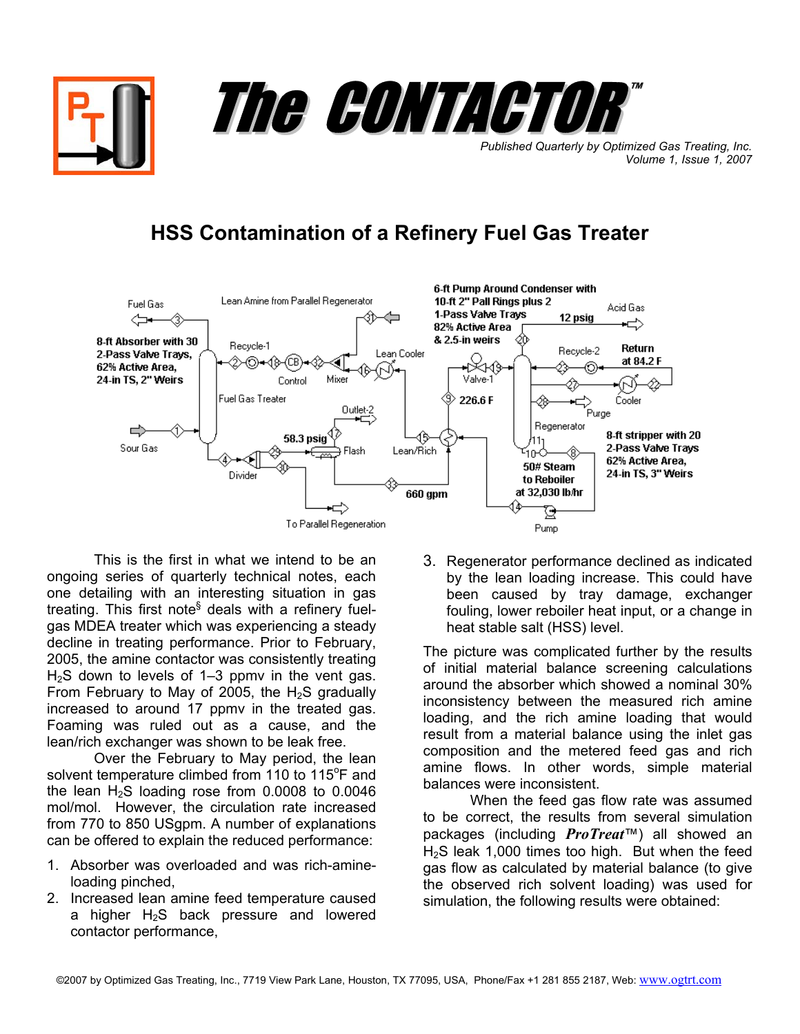# The CONTACTOR™

*Published Quarterly by Optimized Gas Treating, Inc.*
*Volume 1, Issue 1, 2007*

## HSS Contamination of a Refinery Fuel Gas Treater

This is the first in what we intend to be an ongoing series of quarterly technical notes, each one detailing with an interesting situation in gas treating. This first note§ deals with a refinery fuel-gas MDEA treater which was experiencing a steady decline in treating performance. Prior to February, 2005, the amine contactor was consistently treating $H_2S$ down to levels of 1–3 ppmv in the vent gas. From February to May of 2005, the $H_2S$ gradually increased to around 17 ppmv in the treated gas. Foaming was ruled out as a cause, and the lean/rich exchanger was shown to be leak free.

Over the February to May period, the lean solvent temperature climbed from 110 to 115°F and the lean $H_2S$ loading rose from 0.0008 to 0.0046 mol/mol. However, the circulation rate increased from 770 to 850 USgpm. A number of explanations can be offered to explain the reduced performance:

1. Absorber was overloaded and was rich-amine-loading pinched,
2. Increased lean amine feed temperature caused a higher $H_2S$ back pressure and lowered contactor performance,
3. Regenerator performance declined as indicated by the lean loading increase. This could have been caused by tray damage, exchanger fouling, lower reboiler heat input, or a change in heat stable salt (HSS) level.

The picture was complicated further by the results of initial material balance screening calculations around the absorber which showed a nominal 30% inconsistency between the measured rich amine loading, and the rich amine loading that would result from a material balance using the inlet gas composition and the metered feed gas and rich amine flows. In other words, simple material balances were inconsistent.

When the feed gas flow rate was assumed to be correct, the results from several simulation packages (including ***ProTreat***™) all showed an $H_2S$ leak 1,000 times too high. But when the feed gas flow as calculated by material balance (to give the observed rich solvent loading) was used for simulation, the following results were obtained: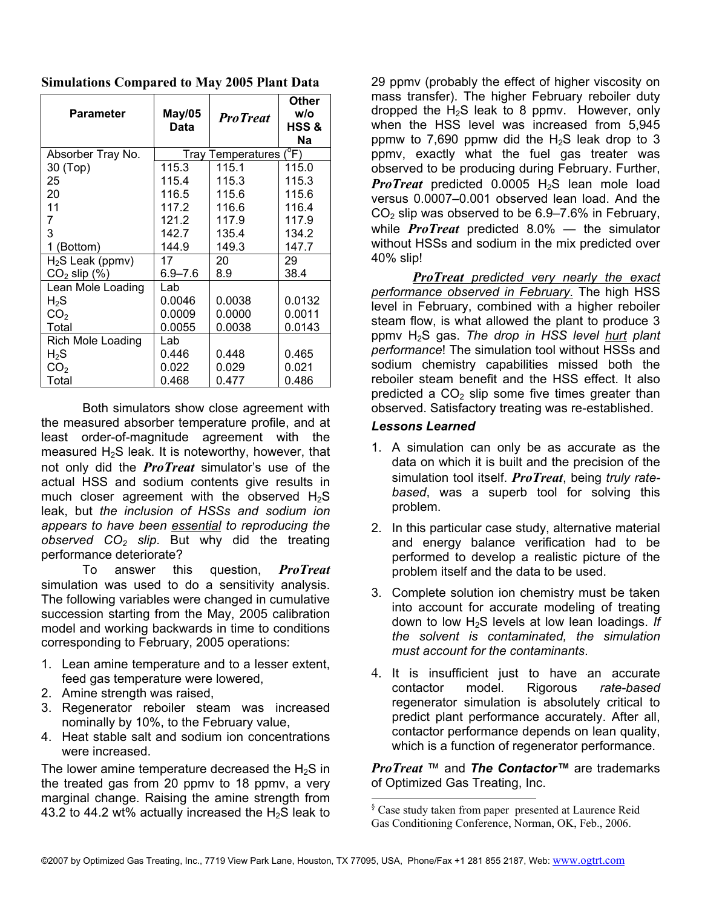**Simulations Compared to May 2005 Plant Data**

| Parameter | May/05 Data | *ProTreat* | Other w/o HSS & Na |
|---|---|---|---|
| Absorber Tray No. | Tray Temperatures (°F) | | |
| 30 (Top) | 115.3 | 115.1 | 115.0 |
| 25 | 115.4 | 115.3 | 115.3 |
| 20 | 116.5 | 115.6 | 115.6 |
| 11 | 117.2 | 116.6 | 116.4 |
| 7 | 121.2 | 117.9 | 117.9 |
| 3 | 142.7 | 135.4 | 134.2 |
| 1 (Bottom) | 144.9 | 149.3 | 147.7 |
| $H_2S$ Leak (ppmv) | 17 | 20 | 29 |
| $CO_2$ slip (%) | 6.9–7.6 | 8.9 | 38.4 |
| Lean Mole Loading | Lab | | |
| $H_2S$ | 0.0046 | 0.0038 | 0.0132 |
| $CO_2$ | 0.0009 | 0.0000 | 0.0011 |
| Total | 0.0055 | 0.0038 | 0.0143 |
| Rich Mole Loading | Lab | | |
| $H_2S$ | 0.446 | 0.448 | 0.465 |
| $CO_2$ | 0.022 | 0.029 | 0.021 |
| Total | 0.468 | 0.477 | 0.486 |

Both simulators show close agreement with the measured absorber temperature profile, and at least order-of-magnitude agreement with the measured $H_2S$ leak. It is noteworthy, however, that not only did the ***ProTreat*** simulator's use of the actual HSS and sodium contents give results in much closer agreement with the observed $H_2S$ leak, but *the inclusion of HSSs and sodium ion appears to have been essential to reproducing the observed $CO_2$ slip*. But why did the treating performance deteriorate?

To answer this question, ***ProTreat*** simulation was used to do a sensitivity analysis. The following variables were changed in cumulative succession starting from the May, 2005 calibration model and working backwards in time to conditions corresponding to February, 2005 operations:

1. Lean amine temperature and to a lesser extent, feed gas temperature were lowered,
2. Amine strength was raised,
3. Regenerator reboiler steam was increased nominally by 10%, to the February value,
4. Heat stable salt and sodium ion concentrations were increased.

The lower amine temperature decreased the $H_2S$ in the treated gas from 20 ppmv to 18 ppmv, a very marginal change. Raising the amine strength from 43.2 to 44.2 wt% actually increased the $H_2S$ leak to 29 ppmv (probably the effect of higher viscosity on mass transfer). The higher February reboiler duty dropped the $H_2S$ leak to 8 ppmv. However, only when the HSS level was increased from 5,945 ppmw to 7,690 ppmw did the $H_2S$ leak drop to 3 ppmv, exactly what the fuel gas treater was observed to be producing during February. Further, ***ProTreat*** predicted 0.0005 $H_2S$ lean mole load versus 0.0007–0.001 observed lean load. And the $CO_2$ slip was observed to be 6.9–7.6% in February, while ***ProTreat*** predicted 8.0% — the simulator without HSSs and sodium in the mix predicted over 40% slip!

*ProTreat predicted very nearly the exact performance observed in February*. The high HSS level in February, combined with a higher reboiler steam flow, is what allowed the plant to produce 3 ppmv $H_2S$ gas. *The drop in HSS level hurt plant performance*! The simulation tool without HSSs and sodium chemistry capabilities missed both the reboiler steam benefit and the HSS effect. It also predicted a $CO_2$ slip some five times greater than observed. Satisfactory treating was re-established.

### Lessons Learned

1. A simulation can only be as accurate as the data on which it is built and the precision of the simulation tool itself. ***ProTreat***, being *truly rate-based*, was a superb tool for solving this problem.
2. In this particular case study, alternative material and energy balance verification had to be performed to develop a realistic picture of the problem itself and the data to be used.
3. Complete solution ion chemistry must be taken into account for accurate modeling of treating down to low $H_2S$ levels at low lean loadings. *If the solvent is contaminated, the simulation must account for the contaminants*.
4. It is insufficient just to have an accurate contactor model. Rigorous *rate-based* regenerator simulation is absolutely critical to predict plant performance accurately. After all, contactor performance depends on lean quality, which is a function of regenerator performance.

***ProTreat*** ™ and ***The Contactor™*** are trademarks of Optimized Gas Treating, Inc.

§ Case study taken from paper presented at Laurence Reid Gas Conditioning Conference, Norman, OK, Feb., 2006.

©2007 by Optimized Gas Treating, Inc., 7719 View Park Lane, Houston, TX 77095, USA, Phone/Fax +1 281 855 2187, Web: www.ogtrt.com